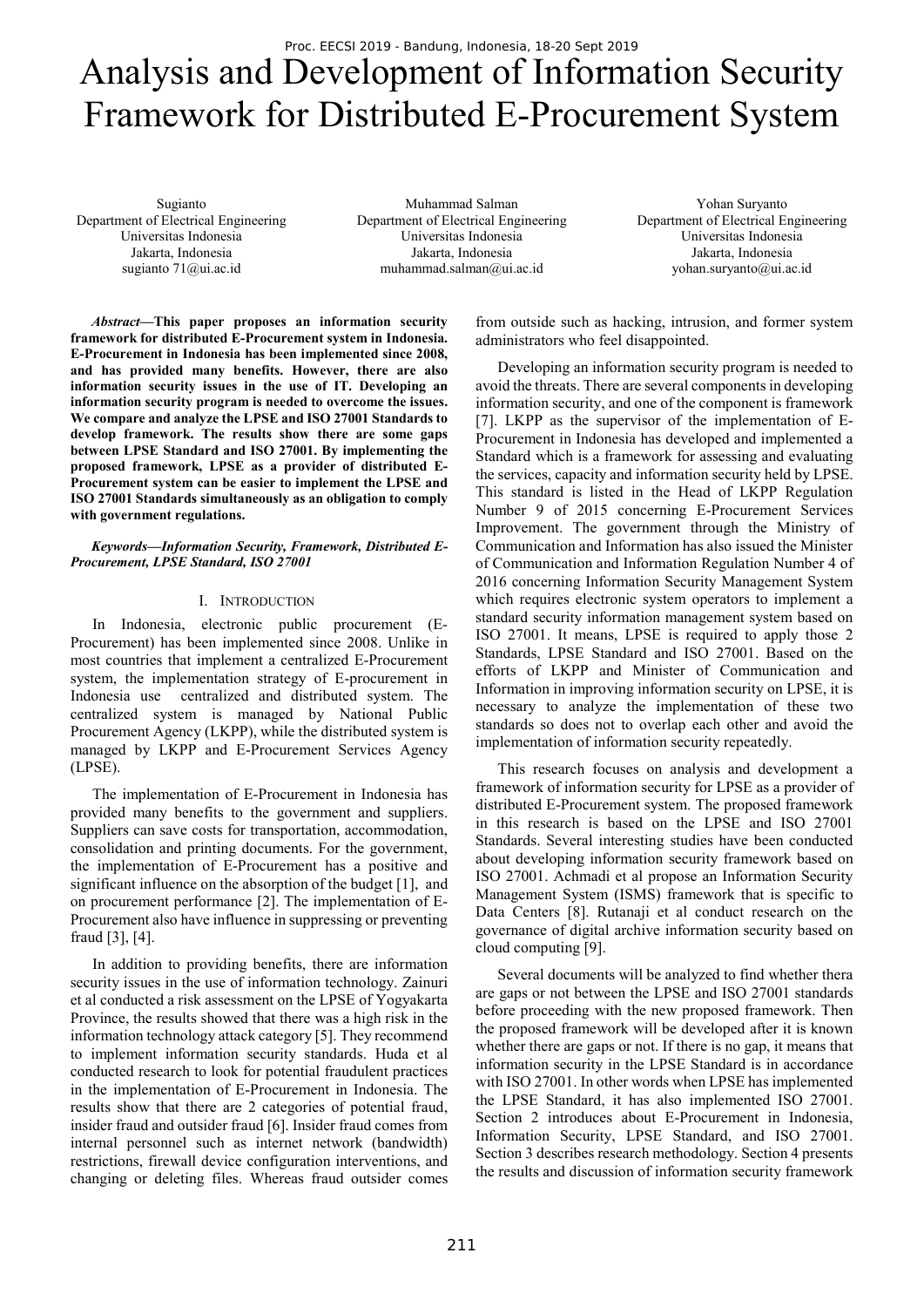# Analysis and Development of Information Security Framework for Distributed E-Procurement System

Sugianto
Department of Electrical Engineering
Universitas Indonesia
Jakarta, Indonesia
sugianto 71@ui.ac.id

Muhammad Salman
Department of Electrical Engineering
Universitas Indonesia
Jakarta, Indonesia
muhammad.salman@ui.ac.id

Yohan Suryanto
Department of Electrical Engineering
Universitas Indonesia
Jakarta, Indonesia
yohan.suryanto@ui.ac.id

***Abstract*—This paper proposes an information security framework for distributed E-Procurement system in Indonesia. E-Procurement in Indonesia has been implemented since 2008, and has provided many benefits. However, there are also information security issues in the use of IT. Developing an information security program is needed to overcome the issues. We compare and analyze the LPSE and ISO 27001 Standards to develop framework. The results show there are some gaps between LPSE Standard and ISO 27001. By implementing the proposed framework, LPSE as a provider of distributed E-Procurement system can be easier to implement the LPSE and ISO 27001 Standards simultaneously as an obligation to comply with government regulations.**

***Keywords—Information Security, Framework, Distributed E-Procurement, LPSE Standard, ISO 27001***

## I. Introduction

In Indonesia, electronic public procurement (E-Procurement) has been implemented since 2008. Unlike in most countries that implement a centralized E-Procurement system, the implementation strategy of E-procurement in Indonesia use centralized and distributed system. The centralized system is managed by National Public Procurement Agency (LKPP), while the distributed system is managed by LKPP and E-Procurement Services Agency (LPSE).

The implementation of E-Procurement in Indonesia has provided many benefits to the government and suppliers. Suppliers can save costs for transportation, accommodation, consolidation and printing documents. For the government, the implementation of E-Procurement has a positive and significant influence on the absorption of the budget [1], and on procurement performance [2]. The implementation of E-Procurement also have influence in suppressing or preventing fraud [3], [4].

In addition to providing benefits, there are information security issues in the use of information technology. Zainuri et al conducted a risk assessment on the LPSE of Yogyakarta Province, the results showed that there was a high risk in the information technology attack category [5]. They recommend to implement information security standards. Huda et al conducted research to look for potential fraudulent practices in the implementation of E-Procurement in Indonesia. The results show that there are 2 categories of potential fraud, insider fraud and outsider fraud [6]. Insider fraud comes from internal personnel such as internet network (bandwidth) restrictions, firewall device configuration interventions, and changing or deleting files. Whereas fraud outsider comes from outside such as hacking, intrusion, and former system administrators who feel disappointed.

Developing an information security program is needed to avoid the threats. There are several components in developing information security, and one of the component is framework [7]. LKPP as the supervisor of the implementation of E-Procurement in Indonesia has developed and implemented a Standard which is a framework for assessing and evaluating the services, capacity and information security held by LPSE. This standard is listed in the Head of LKPP Regulation Number 9 of 2015 concerning E-Procurement Services Improvement. The government through the Ministry of Communication and Information has also issued the Minister of Communication and Information Regulation Number 4 of 2016 concerning Information Security Management System which requires electronic system operators to implement a standard security information management system based on ISO 27001. It means, LPSE is required to apply those 2 Standards, LPSE Standard and ISO 27001. Based on the efforts of LKPP and Minister of Communication and Information in improving information security on LPSE, it is necessary to analyze the implementation of these two standards so does not to overlap each other and avoid the implementation of information security repeatedly.

This research focuses on analysis and development a framework of information security for LPSE as a provider of distributed E-Procurement system. The proposed framework in this research is based on the LPSE and ISO 27001 Standards. Several interesting studies have been conducted about developing information security framework based on ISO 27001. Achmadi et al propose an Information Security Management System (ISMS) framework that is specific to Data Centers [8]. Rutanaji et al conduct research on the governance of digital archive information security based on cloud computing [9].

Several documents will be analyzed to find whether thera are gaps or not between the LPSE and ISO 27001 standards before proceeding with the new proposed framework. Then the proposed framework will be developed after it is known whether there are gaps or not. If there is no gap, it means that information security in the LPSE Standard is in accordance with ISO 27001. In other words when LPSE has implemented the LPSE Standard, it has also implemented ISO 27001. Section 2 introduces about E-Procurement in Indonesia, Information Security, LPSE Standard, and ISO 27001. Section 3 describes research methodology. Section 4 presents the results and discussion of information security framework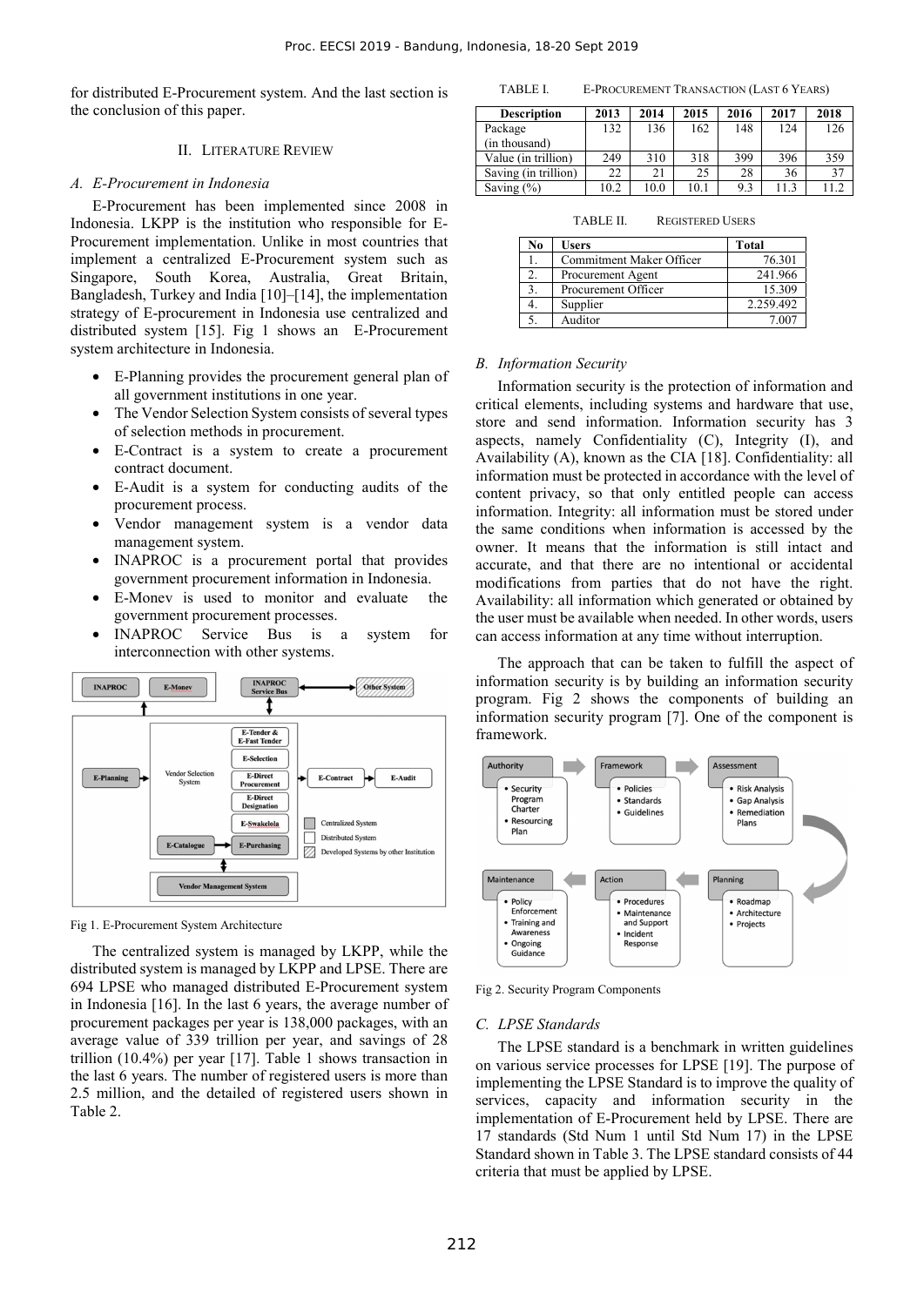for distributed E-Procurement system. And the last section is the conclusion of this paper.

## II. Literature Review

### A. E-Procurement in Indonesia

E-Procurement has been implemented since 2008 in Indonesia. LKPP is the institution who responsible for E-Procurement implementation. Unlike in most countries that implement a centralized E-Procurement system such as Singapore, South Korea, Australia, Great Britain, Bangladesh, Turkey and India [10]–[14], the implementation strategy of E-procurement in Indonesia use centralized and distributed system [15]. Fig 1 shows an E-Procurement system architecture in Indonesia.

- E-Planning provides the procurement general plan of all government institutions in one year.
- The Vendor Selection System consists of several types of selection methods in procurement.
- E-Contract is a system to create a procurement contract document.
- E-Audit is a system for conducting audits of the procurement process.
- Vendor management system is a vendor data management system.
- INAPROC is a procurement portal that provides government procurement information in Indonesia.
- E-Monev is used to monitor and evaluate the government procurement processes.
- INAPROC Service Bus is a system for interconnection with other systems.

Fig 1. E-Procurement System Architecture

The centralized system is managed by LKPP, while the distributed system is managed by LKPP and LPSE. There are 694 LPSE who managed distributed E-Procurement system in Indonesia [16]. In the last 6 years, the average number of procurement packages per year is 138,000 packages, with an average value of 339 trillion per year, and savings of 28 trillion (10.4%) per year [17]. Table 1 shows transaction in the last 6 years. The number of registered users is more than 2.5 million, and the detailed of registered users shown in Table 2.

TABLE I. E-Procurement Transaction (Last 6 Years)

| Description | 2013 | 2014 | 2015 | 2016 | 2017 | 2018 |
|---|---|---|---|---|---|---|
| Package (in thousand) | 132 | 136 | 162 | 148 | 124 | 126 |
| Value (in trillion) | 249 | 310 | 318 | 399 | 396 | 359 |
| Saving (in trillion) | 22 | 21 | 25 | 28 | 36 | 37 |
| Saving (%) | 10.2 | 10.0 | 10.1 | 9.3 | 11.3 | 11.2 |

TABLE II. Registered Users

| No | Users | Total |
|---|---|---|
| 1. | Commitment Maker Officer | 76.301 |
| 2. | Procurement Agent | 241.966 |
| 3. | Procurement Officer | 15.309 |
| 4. | Supplier | 2.259.492 |
| 5. | Auditor | 7.007 |

### B. Information Security

Information security is the protection of information and critical elements, including systems and hardware that use, store and send information. Information security has 3 aspects, namely Confidentiality (C), Integrity (I), and Availability (A), known as the CIA [18]. Confidentiality: all information must be protected in accordance with the level of content privacy, so that only entitled people can access information. Integrity: all information must be stored under the same conditions when information is accessed by the owner. It means that the information is still intact and accurate, and that there are no intentional or accidental modifications from parties that do not have the right. Availability: all information which generated or obtained by the user must be available when needed. In other words, users can access information at any time without interruption.

The approach that can be taken to fulfill the aspect of information security is by building an information security program. Fig 2 shows the components of building an information security program [7]. One of the component is framework.

Fig 2. Security Program Components

### C. LPSE Standards

The LPSE standard is a benchmark in written guidelines on various service processes for LPSE [19]. The purpose of implementing the LPSE Standard is to improve the quality of services, capacity and information security in the implementation of E-Procurement held by LPSE. There are 17 standards (Std Num 1 until Std Num 17) in the LPSE Standard shown in Table 3. The LPSE standard consists of 44 criteria that must be applied by LPSE.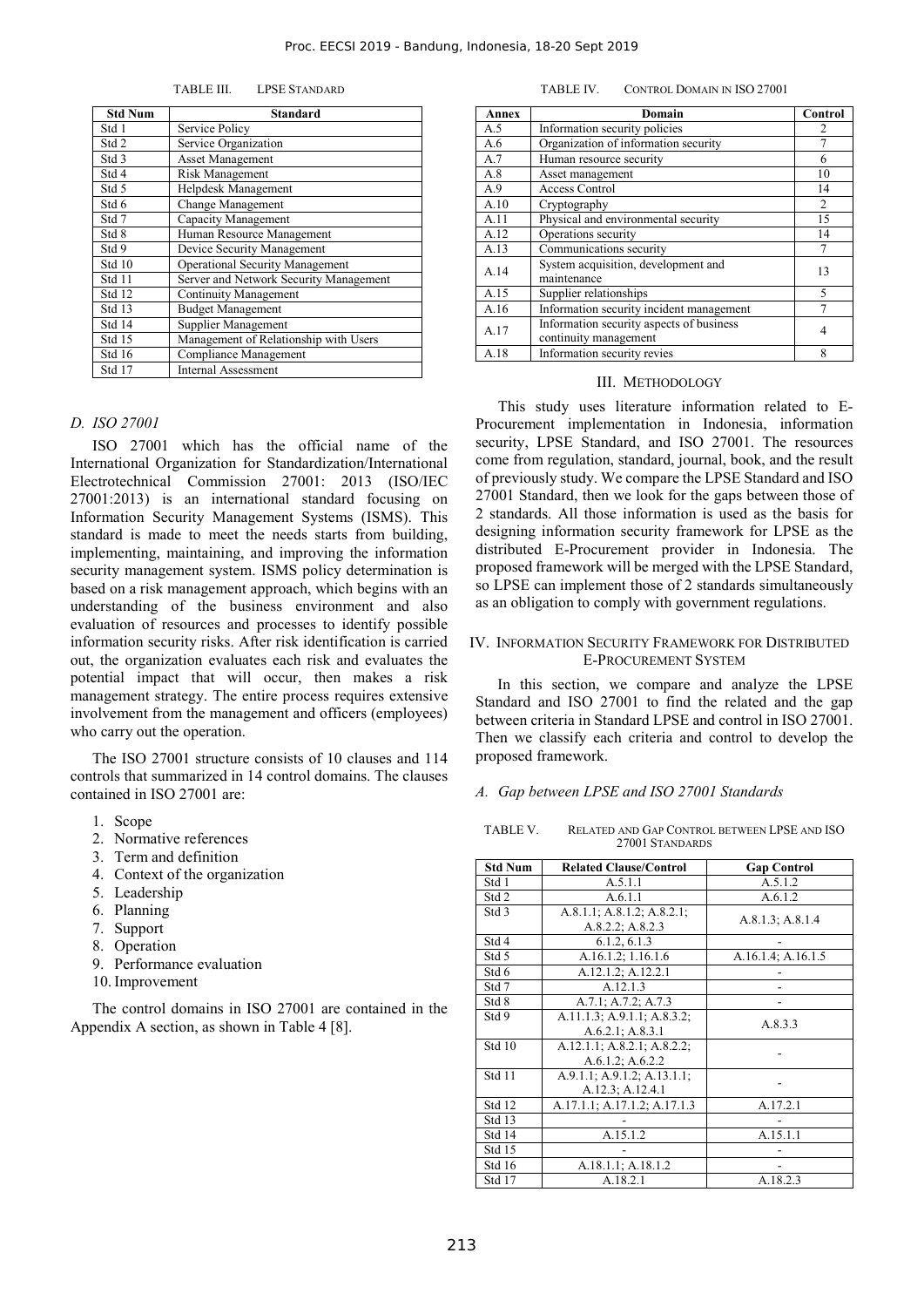TABLE III. LPSE STANDARD

| Std Num | Standard |
|---|---|
| Std 1 | Service Policy |
| Std 2 | Service Organization |
| Std 3 | Asset Management |
| Std 4 | Risk Management |
| Std 5 | Helpdesk Management |
| Std 6 | Change Management |
| Std 7 | Capacity Management |
| Std 8 | Human Resource Management |
| Std 9 | Device Security Management |
| Std 10 | Operational Security Management |
| Std 11 | Server and Network Security Management |
| Std 12 | Continuity Management |
| Std 13 | Budget Management |
| Std 14 | Supplier Management |
| Std 15 | Management of Relationship with Users |
| Std 16 | Compliance Management |
| Std 17 | Internal Assessment |

### *D. ISO 27001*

ISO 27001 which has the official name of the International Organization for Standardization/International Electrotechnical Commission 27001: 2013 (ISO/IEC 27001:2013) is an international standard focusing on Information Security Management Systems (ISMS). This standard is made to meet the needs starts from building, implementing, maintaining, and improving the information security management system. ISMS policy determination is based on a risk management approach, which begins with an understanding of the business environment and also evaluation of resources and processes to identify possible information security risks. After risk identification is carried out, the organization evaluates each risk and evaluates the potential impact that will occur, then makes a risk management strategy. The entire process requires extensive involvement from the management and officers (employees) who carry out the operation.

The ISO 27001 structure consists of 10 clauses and 114 controls that summarized in 14 control domains. The clauses contained in ISO 27001 are:

1. Scope
2. Normative references
3. Term and definition
4. Context of the organization
5. Leadership
6. Planning
7. Support
8. Operation
9. Performance evaluation
10. Improvement

The control domains in ISO 27001 are contained in the Appendix A section, as shown in Table 4 [8].

TABLE IV. CONTROL DOMAIN IN ISO 27001

| Annex | Domain | Control |
|---|---|---|
| A.5 | Information security policies | 2 |
| A.6 | Organization of information security | 7 |
| A.7 | Human resource security | 6 |
| A.8 | Asset management | 10 |
| A.9 | Access Control | 14 |
| A.10 | Cryptography | 2 |
| A.11 | Physical and environmental security | 15 |
| A.12 | Operations security | 14 |
| A.13 | Communications security | 7 |
| A.14 | System acquisition, development and maintenance | 13 |
| A.15 | Supplier relationships | 5 |
| A.16 | Information security incident management | 7 |
| A.17 | Information security aspects of business continuity management | 4 |
| A.18 | Information security revies | 8 |

## III. METHODOLOGY

This study uses literature information related to E-Procurement implementation in Indonesia, information security, LPSE Standard, and ISO 27001. The resources come from regulation, standard, journal, book, and the result of previously study. We compare the LPSE Standard and ISO 27001 Standard, then we look for the gaps between those of 2 standards. All those information is used as the basis for designing information security framework for LPSE as the distributed E-Procurement provider in Indonesia. The proposed framework will be merged with the LPSE Standard, so LPSE can implement those of 2 standards simultaneously as an obligation to comply with government regulations.

## IV. INFORMATION SECURITY FRAMEWORK FOR DISTRIBUTED E-PROCUREMENT SYSTEM

In this section, we compare and analyze the LPSE Standard and ISO 27001 to find the related and the gap between criteria in Standard LPSE and control in ISO 27001. Then we classify each criteria and control to develop the proposed framework.

### *A. Gap between LPSE and ISO 27001 Standards*

TABLE V. RELATED AND GAP CONTROL BETWEEN LPSE AND ISO 27001 STANDARDS

| Std Num | Related Clause/Control | Gap Control |
|---|---|---|
| Std 1 | A.5.1.1 | A.5.1.2 |
| Std 2 | A.6.1.1 | A.6.1.2 |
| Std 3 | A.8.1.1; A.8.1.2; A.8.2.1; A.8.2.2; A.8.2.3 | A.8.1.3; A.8.1.4 |
| Std 4 | 6.1.2, 6.1.3 | - |
| Std 5 | A.16.1.2; 1.16.1.6 | A.16.1.4; A.16.1.5 |
| Std 6 | A.12.1.2; A.12.2.1 | - |
| Std 7 | A.12.1.3 | - |
| Std 8 | A.7.1; A.7.2; A.7.3 | - |
| Std 9 | A.11.1.3; A.9.1.1; A.8.3.2; A.6.2.1; A.8.3.1 | A.8.3.3 |
| Std 10 | A.12.1.1; A.8.2.1; A.8.2.2; A.6.1.2; A.6.2.2 | - |
| Std 11 | A.9.1.1; A.9.1.2; A.13.1.1; A.12.3; A.12.4.1 | - |
| Std 12 | A.17.1.1; A.17.1.2; A.17.1.3 | A.17.2.1 |
| Std 13 | - | - |
| Std 14 | A.15.1.2 | A.15.1.1 |
| Std 15 | - | - |
| Std 16 | A.18.1.1; A.18.1.2 | - |
| Std 17 | A.18.2.1 | A.18.2.3 |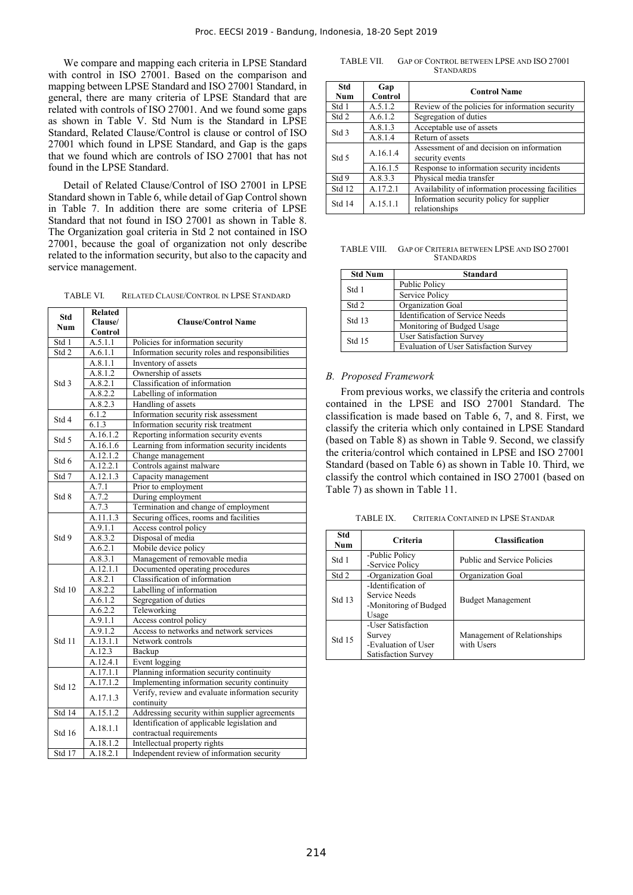We compare and mapping each criteria in LPSE Standard with control in ISO 27001. Based on the comparison and mapping between LPSE Standard and ISO 27001 Standard, in general, there are many criteria of LPSE Standard that are related with controls of ISO 27001. And we found some gaps as shown in Table V. Std Num is the Standard in LPSE Standard, Related Clause/Control is clause or control of ISO 27001 which found in LPSE Standard, and Gap is the gaps that we found which are controls of ISO 27001 that has not found in the LPSE Standard.

Detail of Related Clause/Control of ISO 27001 in LPSE Standard shown in Table 6, while detail of Gap Control shown in Table 7. In addition there are some criteria of LPSE Standard that not found in ISO 27001 as shown in Table 8. The Organization goal criteria in Std 2 not contained in ISO 27001, because the goal of organization not only describe related to the information security, but also to the capacity and service management.

TABLE VI. RELATED CLAUSE/CONTROL IN LPSE STANDARD

| Std Num | Related Clause/ Control | Clause/Control Name |
|---|---|---|
| Std 1 | A.5.1.1 | Policies for information security |
| Std 2 | A.6.1.1 | Information security roles and responsibilities |
| Std 3 | A.8.1.1 | Inventory of assets |
| | A.8.1.2 | Ownership of assets |
| | A.8.2.1 | Classification of information |
| | A.8.2.2 | Labelling of information |
| | A.8.2.3 | Handling of assets |
| Std 4 | 6.1.2 | Information security risk assessment |
| | 6.1.3 | Information security risk treatment |
| Std 5 | A.16.1.2 | Reporting information security events |
| | A.16.1.6 | Learning from information security incidents |
| Std 6 | A.12.1.2 | Change management |
| | A.12.2.1 | Controls against malware |
| Std 7 | A.12.1.3 | Capacity management |
| Std 8 | A.7.1 | Prior to employment |
| | A.7.2 | During employment |
| | A.7.3 | Termination and change of employment |
| Std 9 | A.11.1.3 | Securing offices, rooms and facilities |
| | A.9.1.1 | Access control policy |
| | A.8.3.2 | Disposal of media |
| | A.6.2.1 | Mobile device policy |
| | A.8.3.1 | Management of removable media |
| Std 10 | A.12.1.1 | Documented operating procedures |
| | A.8.2.1 | Classification of information |
| | A.8.2.2 | Labelling of information |
| | A.6.1.2 | Segregation of duties |
| | A.6.2.2 | Teleworking |
| Std 11 | A.9.1.1 | Access control policy |
| | A.9.1.2 | Access to networks and network services |
| | A.13.1.1 | Network controls |
| | A.12.3 | Backup |
| | A.12.4.1 | Event logging |
| Std 12 | A.17.1.1 | Planning information security continuity |
| | A.17.1.2 | Implementing information security continuity |
| | A.17.1.3 | Verify, review and evaluate information security continuity |
| Std 14 | A.15.1.2 | Addressing security within supplier agreements |
| Std 16 | A.18.1.1 | Identification of applicable legislation and contractual requirements |
| | A.18.1.2 | Intellectual property rights |
| Std 17 | A.18.2.1 | Independent review of information security |

TABLE VII. GAP OF CONTROL BETWEEN LPSE AND ISO 27001 STANDARDS

| Std Num | Gap Control | Control Name |
|---|---|---|
| Std 1 | A.5.1.2 | Review of the policies for information security |
| Std 2 | A.6.1.2 | Segregation of duties |
| Std 3 | A.8.1.3 | Acceptable use of assets |
| | A.8.1.4 | Return of assets |
| Std 5 | A.16.1.4 | Assessment of and decision on information security events |
| | A.16.1.5 | Response to information security incidents |
| Std 9 | A.8.3.3 | Physical media transfer |
| Std 12 | A.17.2.1 | Availability of information processing facilities |
| Std 14 | A.15.1.1 | Information security policy for supplier relationships |

TABLE VIII. GAP OF CRITERIA BETWEEN LPSE AND ISO 27001 STANDARDS

| Std Num | Standard |
|---|---|
| Std 1 | Public Policy |
| | Service Policy |
| Std 2 | Organization Goal |
| Std 13 | Identification of Service Needs |
| | Monitoring of Budged Usage |
| Std 15 | User Satisfaction Survey |
| | Evaluation of User Satisfaction Survey |

### *B. Proposed Framework*

From previous works, we classify the criteria and controls contained in the LPSE and ISO 27001 Standard. The classification is made based on Table 6, 7, and 8. First, we classify the criteria which only contained in LPSE Standard (based on Table 8) as shown in Table 9. Second, we classify the criteria/control which contained in LPSE and ISO 27001 Standard (based on Table 6) as shown in Table 10. Third, we classify the control which contained in ISO 27001 (based on Table 7) as shown in Table 11.

TABLE IX. CRITERIA CONTAINED IN LPSE STANDAR

| Std Num | Criteria | Classification |
|---|---|---|
| Std 1 | -Public Policy<br>-Service Policy | Public and Service Policies |
| Std 2 | -Organization Goal | Organization Goal |
| Std 13 | -Identification of Service Needs<br>-Monitoring of Budged Usage | Budget Management |
| Std 15 | -User Satisfaction Survey<br>-Evaluation of User Satisfaction Survey | Management of Relationships with Users |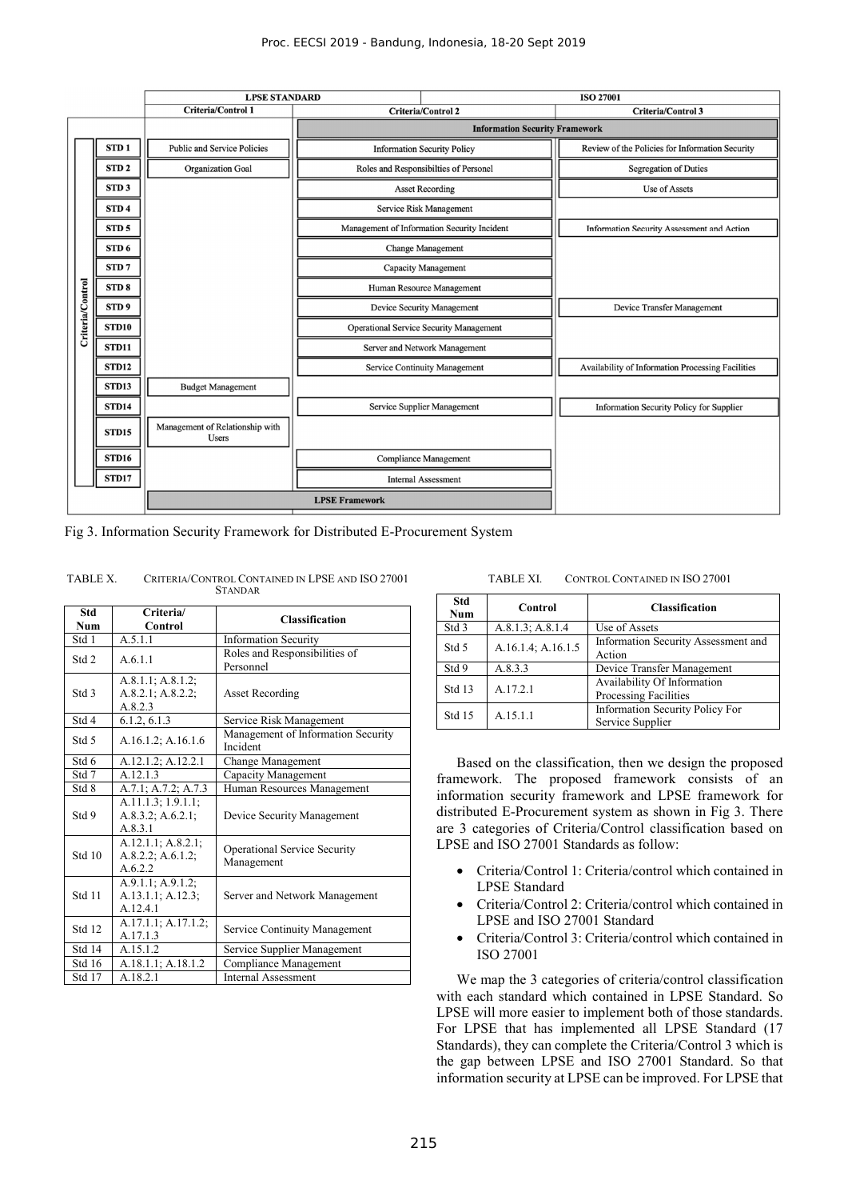| | LPSE STANDARD | | ISO 27001 |
|---|---|---|---|
| | Criteria/Control 1 | Criteria/Control 2 | Criteria/Control 3 |
| | | Information Security Framework | |
| STD 1 | Public and Service Policies | Information Security Policy | Review of the Policies for Information Security |
| STD 2 | Organization Goal | Roles and Responsibilties of Personel | Segregation of Duties |
| STD 3 | | Asset Recording | Use of Assets |
| STD 4 | | Service Risk Management | |
| STD 5 | | Management of Information Security Incident | Information Security Assessment and Action |
| STD 6 | | Change Management | |
| STD 7 | | Capacity Management | |
| STD 8 | | Human Resource Management | |
| STD 9 | | Device Security Management | Device Transfer Management |
| STD10 | | Operational Service Security Management | |
| STD11 | | Server and Network Management | |
| STD12 | | Service Continuity Management | Availability of Information Processing Facilities |
| STD13 | Budget Management | | |
| STD14 | | Service Supplier Management | Information Security Policy for Supplier |
| STD15 | Management of Relationship with Users | | |
| STD16 | | Compliance Management | |
| STD17 | | Internal Assessment | |
| | LPSE Framework | | |

Fig 3. Information Security Framework for Distributed E-Procurement System

TABLE X. CRITERIA/CONTROL CONTAINED IN LPSE AND ISO 27001 STANDAR

| Std Num | Criteria/ Control | Classification |
|---|---|---|
| Std 1 | A.5.1.1 | Information Security |
| Std 2 | A.6.1.1 | Roles and Responsibilities of Personnel |
| Std 3 | A.8.1.1; A.8.1.2; A.8.2.1; A.8.2.2; A.8.2.3 | Asset Recording |
| Std 4 | 6.1.2, 6.1.3 | Service Risk Management |
| Std 5 | A.16.1.2; A.16.1.6 | Management of Information Security Incident |
| Std 6 | A.12.1.2; A.12.2.1 | Change Management |
| Std 7 | A.12.1.3 | Capacity Management |
| Std 8 | A.7.1; A.7.2; A.7.3 | Human Resources Management |
| Std 9 | A.11.1.3; 1.9.1.1; A.8.3.2; A.6.2.1; A.8.3.1 | Device Security Management |
| Std 10 | A.12.1.1; A.8.2.1; A.8.2.2; A.6.1.2; A.6.2.2 | Operational Service Security Management |
| Std 11 | A.9.1.1; A.9.1.2; A.13.1.1; A.12.3; A.12.4.1 | Server and Network Management |
| Std 12 | A.17.1.1; A.17.1.2; A.17.1.3 | Service Continuity Management |
| Std 14 | A.15.1.2 | Service Supplier Management |
| Std 16 | A.18.1.1; A.18.1.2 | Compliance Management |
| Std 17 | A.18.2.1 | Internal Assessment |

TABLE XI. CONTROL CONTAINED IN ISO 27001

| Std Num | Control | Classification |
|---|---|---|
| Std 3 | A.8.1.3; A.8.1.4 | Use of Assets |
| Std 5 | A.16.1.4; A.16.1.5 | Information Security Assessment and Action |
| Std 9 | A.8.3.3 | Device Transfer Management |
| Std 13 | A.17.2.1 | Availability Of Information Processing Facilities |
| Std 15 | A.15.1.1 | Information Security Policy For Service Supplier |

Based on the classification, then we design the proposed framework. The proposed framework consists of an information security framework and LPSE framework for distributed E-Procurement system as shown in Fig 3. There are 3 categories of Criteria/Control classification based on LPSE and ISO 27001 Standards as follow:

- Criteria/Control 1: Criteria/control which contained in LPSE Standard
- Criteria/Control 2: Criteria/control which contained in LPSE and ISO 27001 Standard
- Criteria/Control 3: Criteria/control which contained in ISO 27001

We map the 3 categories of criteria/control classification with each standard which contained in LPSE Standard. So LPSE will more easier to implement both of those standards. For LPSE that has implemented all LPSE Standard (17 Standards), they can complete the Criteria/Control 3 which is the gap between LPSE and ISO 27001 Standard. So that information security at LPSE can be improved. For LPSE that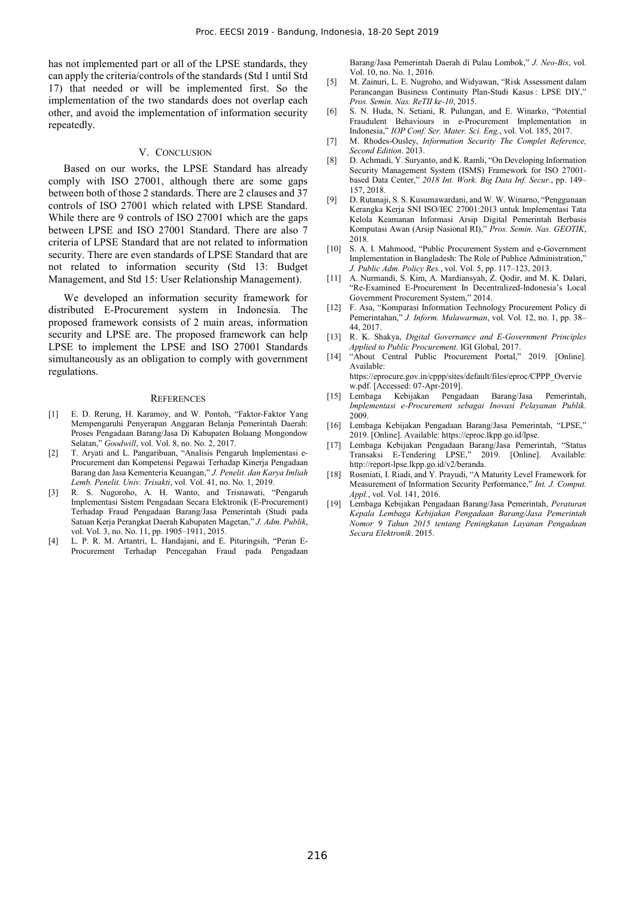has not implemented part or all of the LPSE standards, they can apply the criteria/controls of the standards (Std 1 until Std 17) that needed or will be implemented first. So the implementation of the two standards does not overlap each other, and avoid the implementation of information security repeatedly.

## V. Conclusion

Based on our works, the LPSE Standard has already comply with ISO 27001, although there are some gaps between both of those 2 standards. There are 2 clauses and 37 controls of ISO 27001 which related with LPSE Standard. While there are 9 controls of ISO 27001 which are the gaps between LPSE and ISO 27001 Standard. There are also 7 criteria of LPSE Standard that are not related to information security. There are even standards of LPSE Standard that are not related to information security (Std 13: Budget Management, and Std 15: User Relationship Management).

We developed an information security framework for distributed E-Procurement system in Indonesia. The proposed framework consists of 2 main areas, information security and LPSE are. The proposed framework can help LPSE to implement the LPSE and ISO 27001 Standards simultaneously as an obligation to comply with government regulations.

## References

[1] E. D. Rerung, H. Karamoy, and W. Pontoh, "Faktor-Faktor Yang Mempengaruhi Penyerapan Anggaran Belanja Pemerintah Daerah: Proses Pengadaan Barang/Jasa Di Kabupaten Bolaang Mongondow Selatan," *Goodwill*, vol. Vol. 8, no. No. 2, 2017.

[2] T. Aryati and L. Pangaribuan, "Analisis Pengaruh Implementasi e-Procurement dan Kompetensi Pegawai Terhadap Kinerja Pengadaan Barang dan Jasa Kementeria Keuangan," *J. Penelit. dan Karya Imliah Lemb. Penelit. Univ. Trisakti*, vol. Vol. 41, no. No. 1, 2019.

[3] R. S. Nugoroho, A. H. Wanto, and Trisnawati, "Pengaruh Implementasi Sistem Pengadaan Secara Elektronik (E-Procurement) Terhadap Fraud Pengadaan Barang/Jasa Pemerintah (Studi pada Satuan Kerja Perangkat Daerah Kabupaten Magetan," *J. Adm. Publik*, vol. Vol. 3, no. No. 11, pp. 1905–1911, 2015.

[4] L. P. R. M. Artantri, L. Handajani, and E. Pituringsih, "Peran E-Procurement Terhadap Pencegahan Fraud pada Pengadaan Barang/Jasa Pemerintah Daerah di Pulau Lombok," *J. Neo-Bis*, vol. Vol. 10, no. No. 1, 2016.

[5] M. Zainuri, L. E. Nugroho, and Widyawan, "Risk Assessment dalam Perancangan Business Continuity Plan-Studi Kasus : LPSE DIY," *Pros. Semin. Nas. ReTII ke-10*, 2015.

[6] S. N. Huda, N. Setiani, R. Pulungan, and E. Winarko, "Potential Fraudulent Behaviours in e-Procurement Implementation in Indonesia," *IOP Conf. Ser. Mater. Sci. Eng.*, vol. Vol. 185, 2017.

[7] M. Rhodes-Ousley, *Information Security The Complet Reference, Second Edition*. 2013.

[8] D. Achmadi, Y. Suryanto, and K. Ramli, "On Developing Information Security Management System (ISMS) Framework for ISO 27001-based Data Center," *2018 Int. Work. Big Data Inf. Secur.*, pp. 149–157, 2018.

[9] D. Rutanaji, S. S. Kusumawardani, and W. W. Winarno, "Penggunaan Kerangka Kerja SNI ISO/IEC 27001:2013 untuk Implementasi Tata Kelola Keamanan Informasi Arsip Digital Pemerintah Berbasis Komputasi Awan (Arsip Nasional RI)," *Pros. Semin. Nas. GEOTIK*, 2018.

[10] S. A. I. Mahmood, "Public Procurement System and e-Government Implementation in Bangladesh: The Role of Publice Administration," *J. Public Adm. Policy Res.*, vol. Vol. 5, pp. 117–123, 2013.

[11] A. Nurmandi, S. Kim, A. Mardiansyah, Z. Qodir, and M. K. Dalari, "Re-Examined E-Procurement In Decentralized-Indonesia's Local Government Procurement System," 2014.

[12] F. Asa, "Komparasi Information Technology Procurement Policy di Pemerintahan," *J. Inform. Mulawarman*, vol. Vol. 12, no. 1, pp. 38–44, 2017.

[13] R. K. Shakya, *Digital Governance and E-Government Principles Applied to Public Procurement*. IGI Global, 2017.

[14] "About Central Public Procurement Portal," 2019. [Online]. Available: https://eprocure.gov.in/cppp/sites/default/files/eproc/CPPP_Overview.pdf. [Accessed: 07-Apr-2019].

[15] Lembaga Kebijakan Pengadaan Barang/Jasa Pemerintah, *Implementasi e-Procurement sebagai Inovasi Pelayanan Publik*. 2009.

[16] Lembaga Kebijakan Pengadaan Barang/Jasa Pemerintah, "LPSE," 2019. [Online]. Available: https://eproc.lkpp.go.id/lpse.

[17] Lembaga Kebijakan Pengadaan Barang/Jasa Pemerintah, "Status Transaksi E-Tendering LPSE," 2019. [Online]. Available: http://report-lpse.lkpp.go.id/v2/beranda.

[18] Rosmiati, I. Riadi, and Y. Prayudi, "A Maturity Level Framework for Measurement of Information Security Performance," *Int. J. Comput. Appl.*, vol. Vol. 141, 2016.

[19] Lembaga Kebijakan Pengadaan Barang/Jasa Pemerintah, *Peraturan Kepala Lembaga Kebijakan Pengadaan Barang/Jasa Pemerintah Nomor 9 Tahun 2015 tentang Peningkatan Layanan Pengadaan Secara Elektronik*. 2015.